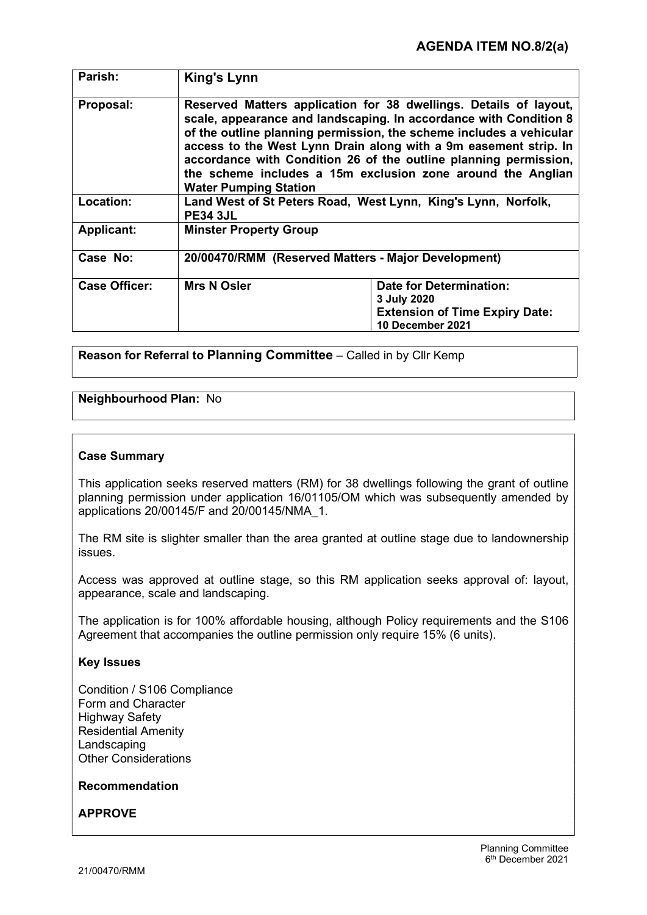**AGENDA ITEM NO.8/2(a)**

| **Parish:** | **King's Lynn** | |
|---|---|---|
| **Proposal:** | **Reserved Matters application for 38 dwellings. Details of layout, scale, appearance and landscaping. In accordance with Condition 8 of the outline planning permission, the scheme includes a vehicular access to the West Lynn Drain along with a 9m easement strip. In accordance with Condition 26 of the outline planning permission, the scheme includes a 15m exclusion zone around the Anglian Water Pumping Station** | |
| **Location:** | **Land West of St Peters Road, West Lynn, King's Lynn, Norfolk, PE34 3JL** | |
| **Applicant:** | **Minster Property Group** | |
| **Case No:** | **20/00470/RMM (Reserved Matters - Major Development)** | |
| **Case Officer:** | **Mrs N Osler** | **Date for Determination:** **3 July 2020** **Extension of Time Expiry Date:** **10 December 2021** |

**Reason for Referral to Planning Committee** – Called in by Cllr Kemp

**Neighbourhood Plan:** No

**Case Summary**

This application seeks reserved matters (RM) for 38 dwellings following the grant of outline planning permission under application 16/01105/OM which was subsequently amended by applications 20/00145/F and 20/00145/NMA_1.

The RM site is slighter smaller than the area granted at outline stage due to landownership issues.

Access was approved at outline stage, so this RM application seeks approval of: layout, appearance, scale and landscaping.

The application is for 100% affordable housing, although Policy requirements and the S106 Agreement that accompanies the outline permission only require 15% (6 units).

**Key Issues**

Condition / S106 Compliance
Form and Character
Highway Safety
Residential Amenity
Landscaping
Other Considerations

**Recommendation**

**APPROVE**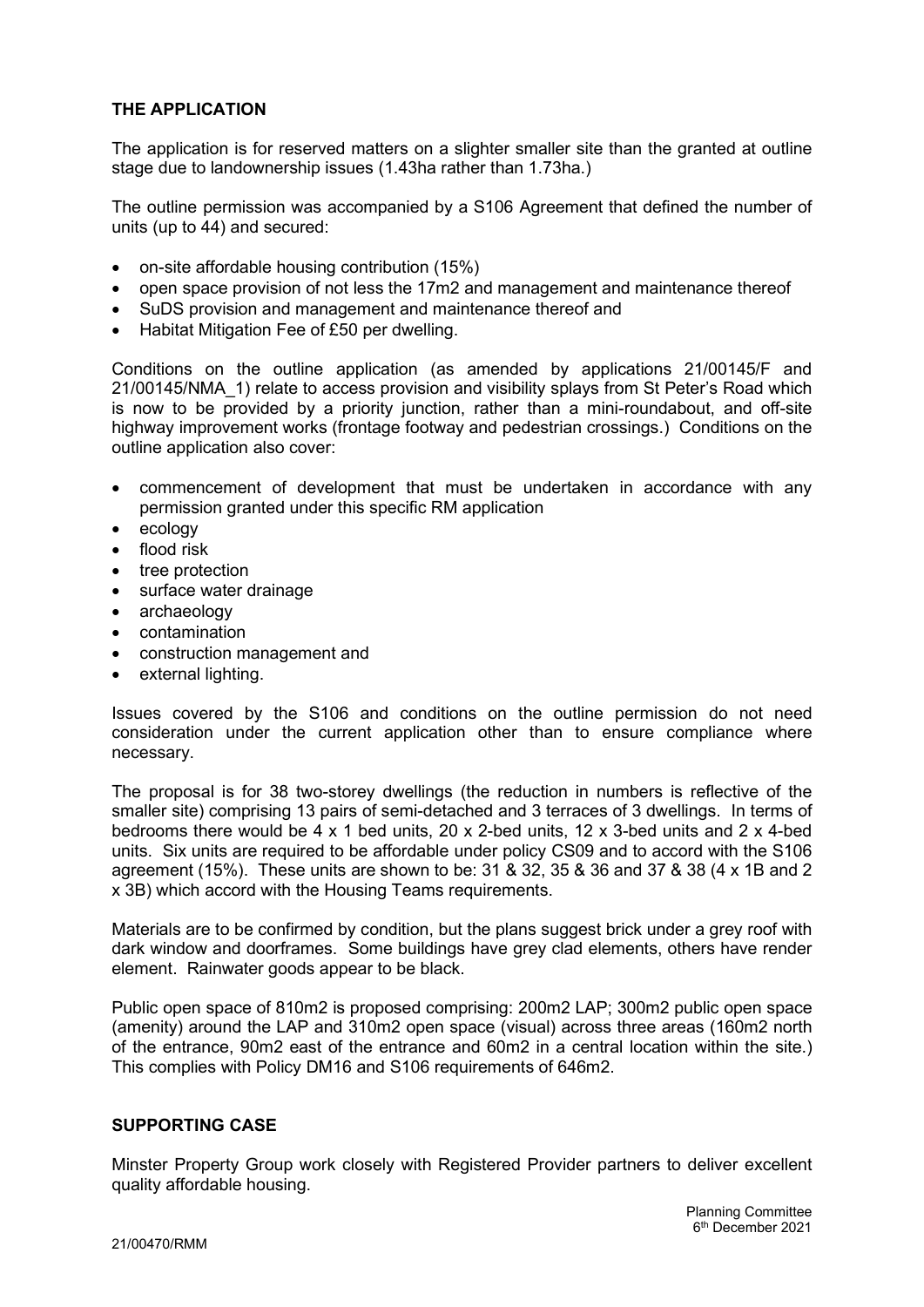## THE APPLICATION

The application is for reserved matters on a slighter smaller site than the granted at outline stage due to landownership issues (1.43ha rather than 1.73ha.)

The outline permission was accompanied by a S106 Agreement that defined the number of units (up to 44) and secured:

- on-site affordable housing contribution (15%)
- open space provision of not less the 17m2 and management and maintenance thereof
- SuDS provision and management and maintenance thereof and
- Habitat Mitigation Fee of £50 per dwelling.

Conditions on the outline application (as amended by applications 21/00145/F and 21/00145/NMA_1) relate to access provision and visibility splays from St Peter's Road which is now to be provided by a priority junction, rather than a mini-roundabout, and off-site highway improvement works (frontage footway and pedestrian crossings.) Conditions on the outline application also cover:

- commencement of development that must be undertaken in accordance with any permission granted under this specific RM application
- ecology
- flood risk
- tree protection
- surface water drainage
- archaeology
- contamination
- construction management and
- external lighting.

Issues covered by the S106 and conditions on the outline permission do not need consideration under the current application other than to ensure compliance where necessary.

The proposal is for 38 two-storey dwellings (the reduction in numbers is reflective of the smaller site) comprising 13 pairs of semi-detached and 3 terraces of 3 dwellings. In terms of bedrooms there would be 4 x 1 bed units, 20 x 2-bed units, 12 x 3-bed units and 2 x 4-bed units. Six units are required to be affordable under policy CS09 and to accord with the S106 agreement (15%). These units are shown to be: 31 & 32, 35 & 36 and 37 & 38 (4 x 1B and 2 x 3B) which accord with the Housing Teams requirements.

Materials are to be confirmed by condition, but the plans suggest brick under a grey roof with dark window and doorframes. Some buildings have grey clad elements, others have render element. Rainwater goods appear to be black.

Public open space of 810m2 is proposed comprising: 200m2 LAP; 300m2 public open space (amenity) around the LAP and 310m2 open space (visual) across three areas (160m2 north of the entrance, 90m2 east of the entrance and 60m2 in a central location within the site.) This complies with Policy DM16 and S106 requirements of 646m2.

## SUPPORTING CASE

Minster Property Group work closely with Registered Provider partners to deliver excellent quality affordable housing.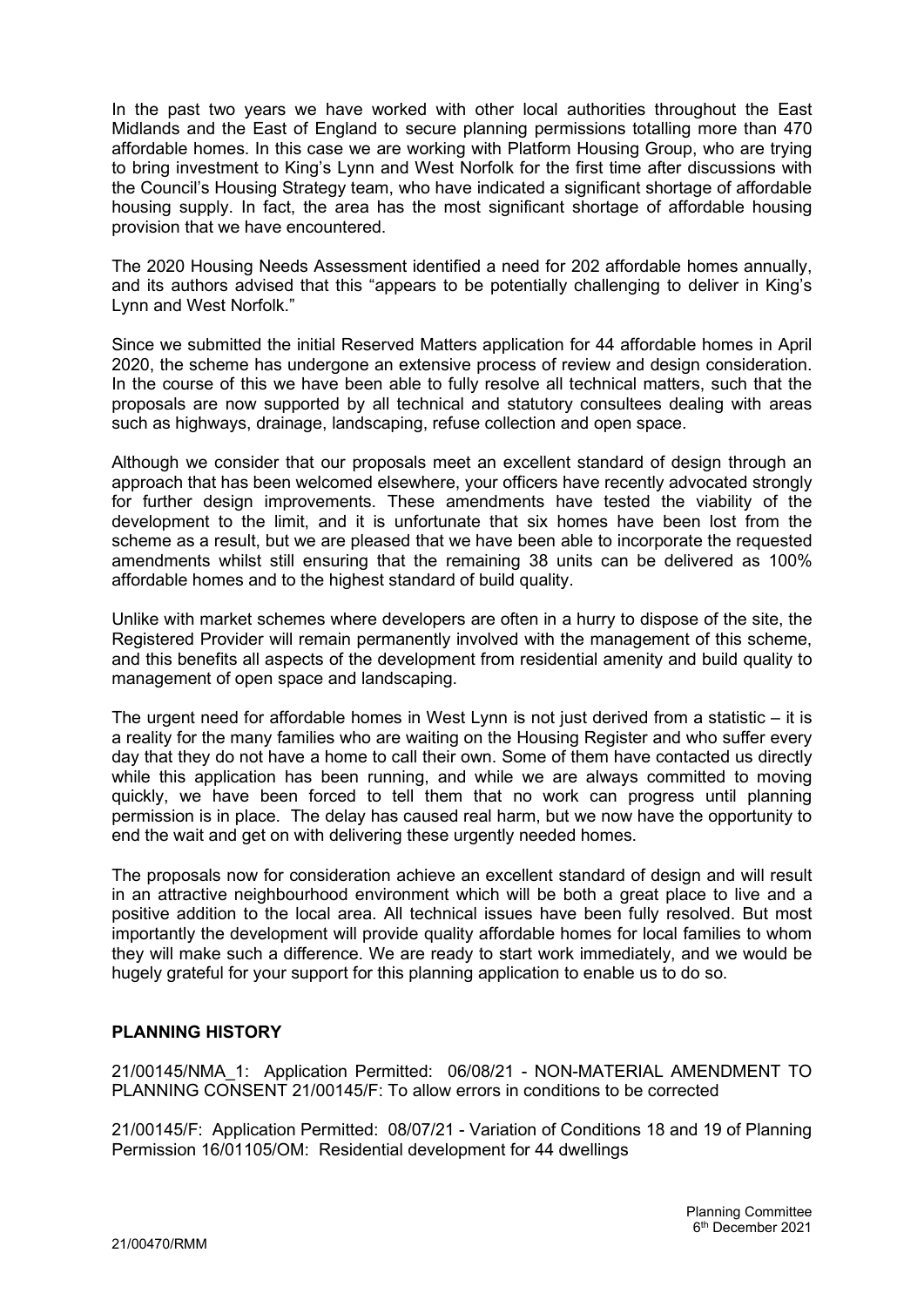In the past two years we have worked with other local authorities throughout the East Midlands and the East of England to secure planning permissions totalling more than 470 affordable homes. In this case we are working with Platform Housing Group, who are trying to bring investment to King's Lynn and West Norfolk for the first time after discussions with the Council's Housing Strategy team, who have indicated a significant shortage of affordable housing supply. In fact, the area has the most significant shortage of affordable housing provision that we have encountered.

The 2020 Housing Needs Assessment identified a need for 202 affordable homes annually, and its authors advised that this "appears to be potentially challenging to deliver in King's Lynn and West Norfolk."

Since we submitted the initial Reserved Matters application for 44 affordable homes in April 2020, the scheme has undergone an extensive process of review and design consideration. In the course of this we have been able to fully resolve all technical matters, such that the proposals are now supported by all technical and statutory consultees dealing with areas such as highways, drainage, landscaping, refuse collection and open space.

Although we consider that our proposals meet an excellent standard of design through an approach that has been welcomed elsewhere, your officers have recently advocated strongly for further design improvements. These amendments have tested the viability of the development to the limit, and it is unfortunate that six homes have been lost from the scheme as a result, but we are pleased that we have been able to incorporate the requested amendments whilst still ensuring that the remaining 38 units can be delivered as 100% affordable homes and to the highest standard of build quality.

Unlike with market schemes where developers are often in a hurry to dispose of the site, the Registered Provider will remain permanently involved with the management of this scheme, and this benefits all aspects of the development from residential amenity and build quality to management of open space and landscaping.

The urgent need for affordable homes in West Lynn is not just derived from a statistic – it is a reality for the many families who are waiting on the Housing Register and who suffer every day that they do not have a home to call their own. Some of them have contacted us directly while this application has been running, and while we are always committed to moving quickly, we have been forced to tell them that no work can progress until planning permission is in place. The delay has caused real harm, but we now have the opportunity to end the wait and get on with delivering these urgently needed homes.

The proposals now for consideration achieve an excellent standard of design and will result in an attractive neighbourhood environment which will be both a great place to live and a positive addition to the local area. All technical issues have been fully resolved. But most importantly the development will provide quality affordable homes for local families to whom they will make such a difference. We are ready to start work immediately, and we would be hugely grateful for your support for this planning application to enable us to do so.

## PLANNING HISTORY

21/00145/NMA_1: Application Permitted: 06/08/21 - NON-MATERIAL AMENDMENT TO PLANNING CONSENT 21/00145/F: To allow errors in conditions to be corrected

21/00145/F: Application Permitted: 08/07/21 - Variation of Conditions 18 and 19 of Planning Permission 16/01105/OM: Residential development for 44 dwellings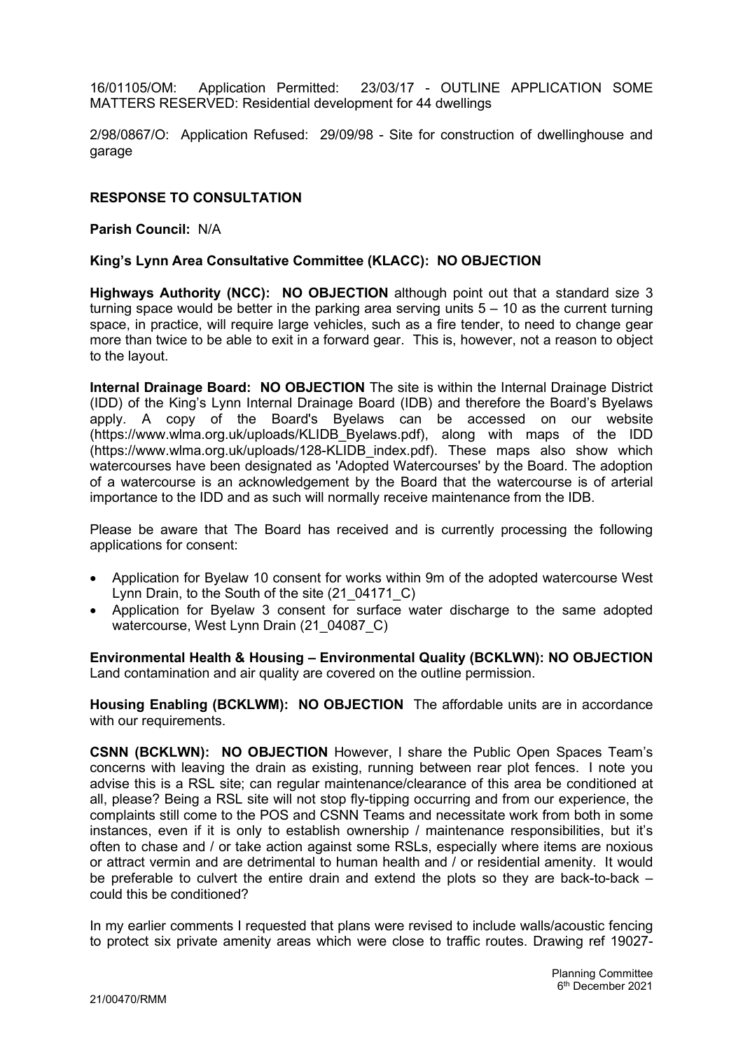16/01105/OM: Application Permitted: 23/03/17 - OUTLINE APPLICATION SOME MATTERS RESERVED: Residential development for 44 dwellings

2/98/0867/O: Application Refused: 29/09/98 - Site for construction of dwellinghouse and garage

**RESPONSE TO CONSULTATION**

**Parish Council:** N/A

**King's Lynn Area Consultative Committee (KLACC): NO OBJECTION**

**Highways Authority (NCC): NO OBJECTION** although point out that a standard size 3 turning space would be better in the parking area serving units 5 – 10 as the current turning space, in practice, will require large vehicles, such as a fire tender, to need to change gear more than twice to be able to exit in a forward gear. This is, however, not a reason to object to the layout.

**Internal Drainage Board: NO OBJECTION** The site is within the Internal Drainage District (IDD) of the King's Lynn Internal Drainage Board (IDB) and therefore the Board's Byelaws apply. A copy of the Board's Byelaws can be accessed on our website (https://www.wlma.org.uk/uploads/KLIDB_Byelaws.pdf), along with maps of the IDD (https://www.wlma.org.uk/uploads/128-KLIDB_index.pdf). These maps also show which watercourses have been designated as 'Adopted Watercourses' by the Board. The adoption of a watercourse is an acknowledgement by the Board that the watercourse is of arterial importance to the IDD and as such will normally receive maintenance from the IDB.

Please be aware that The Board has received and is currently processing the following applications for consent:

- Application for Byelaw 10 consent for works within 9m of the adopted watercourse West Lynn Drain, to the South of the site (21_04171_C)
- Application for Byelaw 3 consent for surface water discharge to the same adopted watercourse, West Lynn Drain (21_04087_C)

**Environmental Health & Housing – Environmental Quality (BCKLWN): NO OBJECTION** Land contamination and air quality are covered on the outline permission.

**Housing Enabling (BCKLWM): NO OBJECTION** The affordable units are in accordance with our requirements.

**CSNN (BCKLWN): NO OBJECTION** However, I share the Public Open Spaces Team's concerns with leaving the drain as existing, running between rear plot fences. I note you advise this is a RSL site; can regular maintenance/clearance of this area be conditioned at all, please? Being a RSL site will not stop fly-tipping occurring and from our experience, the complaints still come to the POS and CSNN Teams and necessitate work from both in some instances, even if it is only to establish ownership / maintenance responsibilities, but it's often to chase and / or take action against some RSLs, especially where items are noxious or attract vermin and are detrimental to human health and / or residential amenity. It would be preferable to culvert the entire drain and extend the plots so they are back-to-back – could this be conditioned?

In my earlier comments I requested that plans were revised to include walls/acoustic fencing to protect six private amenity areas which were close to traffic routes. Drawing ref 19027-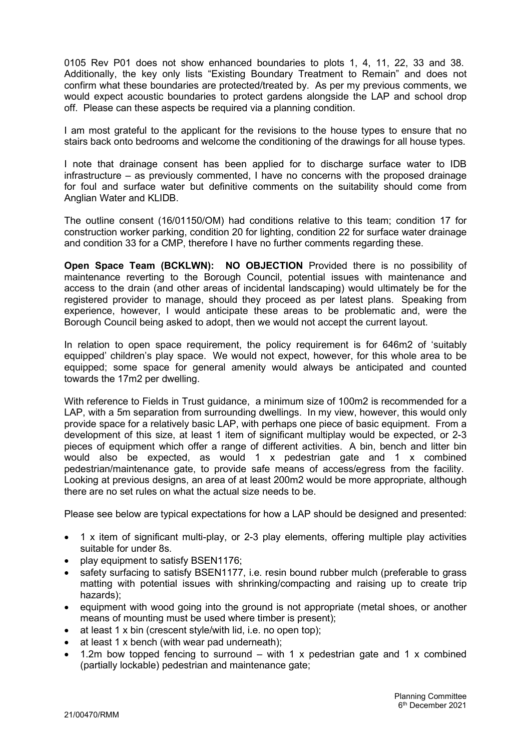0105 Rev P01 does not show enhanced boundaries to plots 1, 4, 11, 22, 33 and 38. Additionally, the key only lists "Existing Boundary Treatment to Remain" and does not confirm what these boundaries are protected/treated by. As per my previous comments, we would expect acoustic boundaries to protect gardens alongside the LAP and school drop off. Please can these aspects be required via a planning condition.

I am most grateful to the applicant for the revisions to the house types to ensure that no stairs back onto bedrooms and welcome the conditioning of the drawings for all house types.

I note that drainage consent has been applied for to discharge surface water to IDB infrastructure – as previously commented, I have no concerns with the proposed drainage for foul and surface water but definitive comments on the suitability should come from Anglian Water and KLIDB.

The outline consent (16/01150/OM) had conditions relative to this team; condition 17 for construction worker parking, condition 20 for lighting, condition 22 for surface water drainage and condition 33 for a CMP, therefore I have no further comments regarding these.

**Open Space Team (BCKLWN): NO OBJECTION** Provided there is no possibility of maintenance reverting to the Borough Council, potential issues with maintenance and access to the drain (and other areas of incidental landscaping) would ultimately be for the registered provider to manage, should they proceed as per latest plans. Speaking from experience, however, I would anticipate these areas to be problematic and, were the Borough Council being asked to adopt, then we would not accept the current layout.

In relation to open space requirement, the policy requirement is for 646m2 of 'suitably equipped' children's play space. We would not expect, however, for this whole area to be equipped; some space for general amenity would always be anticipated and counted towards the 17m2 per dwelling.

With reference to Fields in Trust guidance, a minimum size of 100m2 is recommended for a LAP, with a 5m separation from surrounding dwellings. In my view, however, this would only provide space for a relatively basic LAP, with perhaps one piece of basic equipment. From a development of this size, at least 1 item of significant multiplay would be expected, or 2-3 pieces of equipment which offer a range of different activities. A bin, bench and litter bin would also be expected, as would 1 x pedestrian gate and 1 x combined pedestrian/maintenance gate, to provide safe means of access/egress from the facility. Looking at previous designs, an area of at least 200m2 would be more appropriate, although there are no set rules on what the actual size needs to be.

Please see below are typical expectations for how a LAP should be designed and presented:

- 1 x item of significant multi-play, or 2-3 play elements, offering multiple play activities suitable for under 8s.
- play equipment to satisfy BSEN1176;
- safety surfacing to satisfy BSEN1177, i.e. resin bound rubber mulch (preferable to grass matting with potential issues with shrinking/compacting and raising up to create trip hazards);
- equipment with wood going into the ground is not appropriate (metal shoes, or another means of mounting must be used where timber is present);
- at least 1 x bin (crescent style/with lid, i.e. no open top);
- at least 1 x bench (with wear pad underneath);
- 1.2m bow topped fencing to surround – with 1 x pedestrian gate and 1 x combined (partially lockable) pedestrian and maintenance gate;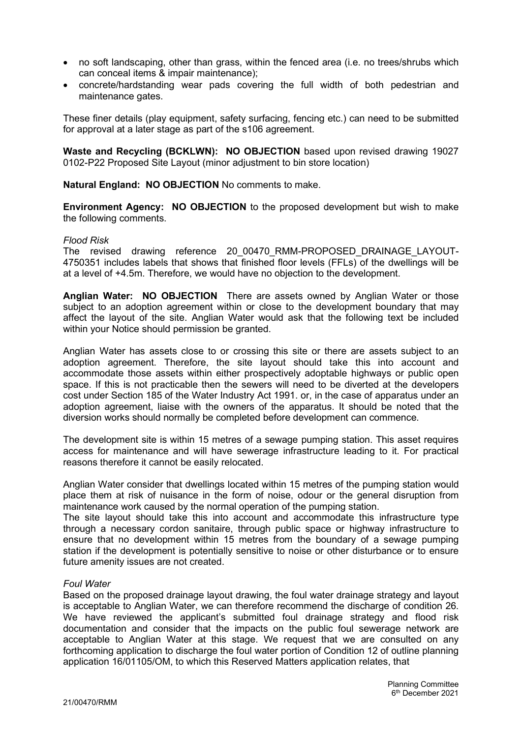- no soft landscaping, other than grass, within the fenced area (i.e. no trees/shrubs which can conceal items & impair maintenance);
- concrete/hardstanding wear pads covering the full width of both pedestrian and maintenance gates.

These finer details (play equipment, safety surfacing, fencing etc.) can need to be submitted for approval at a later stage as part of the s106 agreement.

**Waste and Recycling (BCKLWN): NO OBJECTION** based upon revised drawing 19027 0102-P22 Proposed Site Layout (minor adjustment to bin store location)

**Natural England: NO OBJECTION** No comments to make.

**Environment Agency: NO OBJECTION** to the proposed development but wish to make the following comments.

*Flood Risk*

The revised drawing reference 20_00470_RMM-PROPOSED_DRAINAGE_LAYOUT-4750351 includes labels that shows that finished floor levels (FFLs) of the dwellings will be at a level of +4.5m. Therefore, we would have no objection to the development.

**Anglian Water: NO OBJECTION** There are assets owned by Anglian Water or those subject to an adoption agreement within or close to the development boundary that may affect the layout of the site. Anglian Water would ask that the following text be included within your Notice should permission be granted.

Anglian Water has assets close to or crossing this site or there are assets subject to an adoption agreement. Therefore, the site layout should take this into account and accommodate those assets within either prospectively adoptable highways or public open space. If this is not practicable then the sewers will need to be diverted at the developers cost under Section 185 of the Water Industry Act 1991. or, in the case of apparatus under an adoption agreement, liaise with the owners of the apparatus. It should be noted that the diversion works should normally be completed before development can commence.

The development site is within 15 metres of a sewage pumping station. This asset requires access for maintenance and will have sewerage infrastructure leading to it. For practical reasons therefore it cannot be easily relocated.

Anglian Water consider that dwellings located within 15 metres of the pumping station would place them at risk of nuisance in the form of noise, odour or the general disruption from maintenance work caused by the normal operation of the pumping station.
The site layout should take this into account and accommodate this infrastructure type through a necessary cordon sanitaire, through public space or highway infrastructure to ensure that no development within 15 metres from the boundary of a sewage pumping station if the development is potentially sensitive to noise or other disturbance or to ensure future amenity issues are not created.

*Foul Water*

Based on the proposed drainage layout drawing, the foul water drainage strategy and layout is acceptable to Anglian Water, we can therefore recommend the discharge of condition 26. We have reviewed the applicant's submitted foul drainage strategy and flood risk documentation and consider that the impacts on the public foul sewerage network are acceptable to Anglian Water at this stage. We request that we are consulted on any forthcoming application to discharge the foul water portion of Condition 12 of outline planning application 16/01105/OM, to which this Reserved Matters application relates, that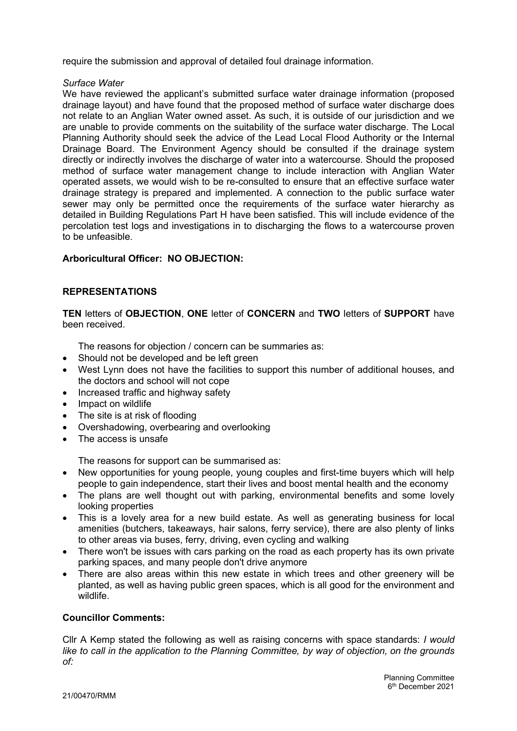require the submission and approval of detailed foul drainage information.

*Surface Water*

We have reviewed the applicant's submitted surface water drainage information (proposed drainage layout) and have found that the proposed method of surface water discharge does not relate to an Anglian Water owned asset. As such, it is outside of our jurisdiction and we are unable to provide comments on the suitability of the surface water discharge. The Local Planning Authority should seek the advice of the Lead Local Flood Authority or the Internal Drainage Board. The Environment Agency should be consulted if the drainage system directly or indirectly involves the discharge of water into a watercourse. Should the proposed method of surface water management change to include interaction with Anglian Water operated assets, we would wish to be re-consulted to ensure that an effective surface water drainage strategy is prepared and implemented. A connection to the public surface water sewer may only be permitted once the requirements of the surface water hierarchy as detailed in Building Regulations Part H have been satisfied. This will include evidence of the percolation test logs and investigations in to discharging the flows to a watercourse proven to be unfeasible.

**Arboricultural Officer: NO OBJECTION:**

**REPRESENTATIONS**

**TEN** letters of **OBJECTION**, **ONE** letter of **CONCERN** and **TWO** letters of **SUPPORT** have been received.

The reasons for objection / concern can be summaries as:

- Should not be developed and be left green
- West Lynn does not have the facilities to support this number of additional houses, and the doctors and school will not cope
- Increased traffic and highway safety
- Impact on wildlife
- The site is at risk of flooding
- Overshadowing, overbearing and overlooking
- The access is unsafe

The reasons for support can be summarised as:

- New opportunities for young people, young couples and first-time buyers which will help people to gain independence, start their lives and boost mental health and the economy
- The plans are well thought out with parking, environmental benefits and some lovely looking properties
- This is a lovely area for a new build estate. As well as generating business for local amenities (butchers, takeaways, hair salons, ferry service), there are also plenty of links to other areas via buses, ferry, driving, even cycling and walking
- There won't be issues with cars parking on the road as each property has its own private parking spaces, and many people don't drive anymore
- There are also areas within this new estate in which trees and other greenery will be planted, as well as having public green spaces, which is all good for the environment and wildlife.

**Councillor Comments:**

Cllr A Kemp stated the following as well as raising concerns with space standards: *I would like to call in the application to the Planning Committee, by way of objection, on the grounds of:*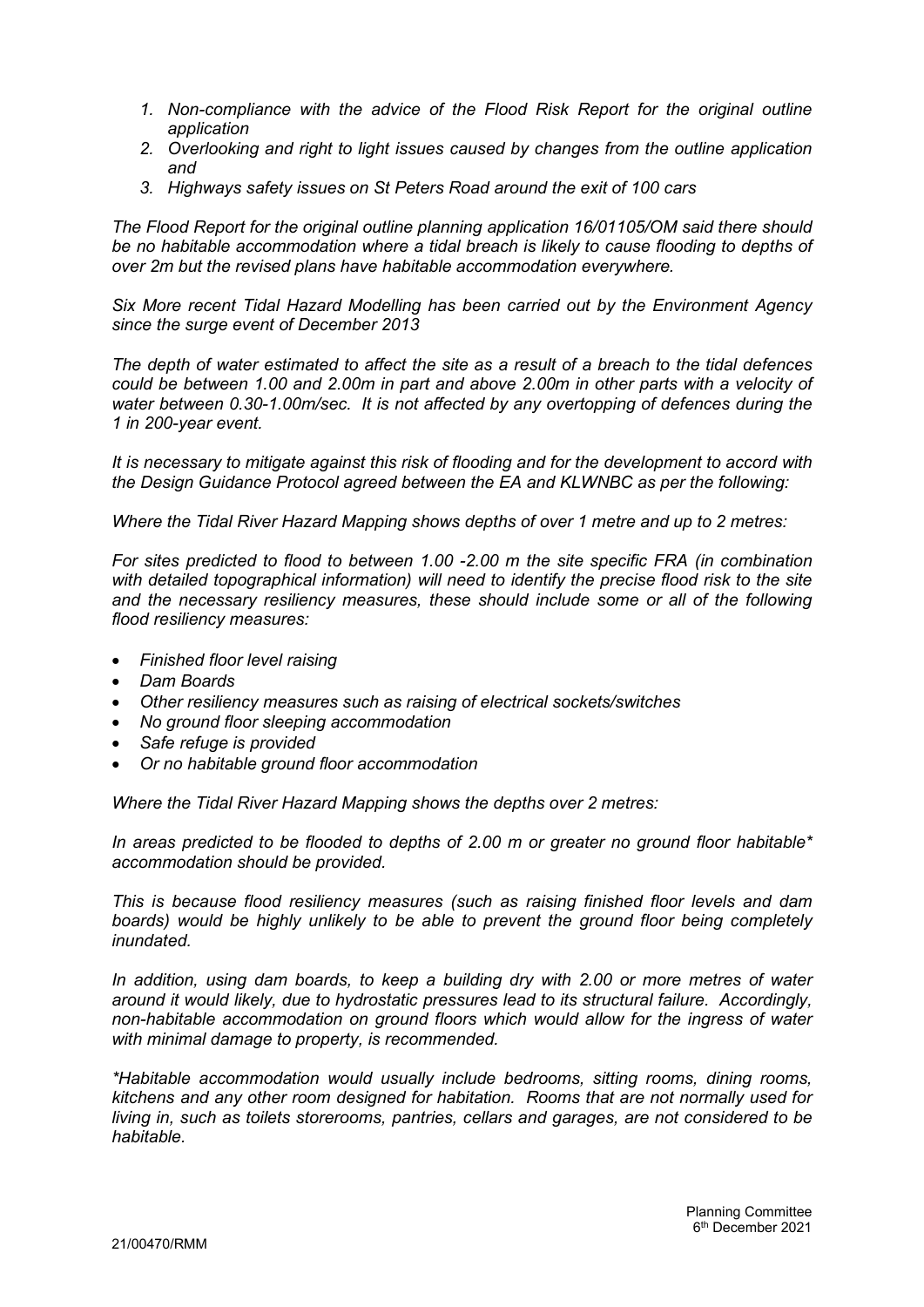1. *Non-compliance with the advice of the Flood Risk Report for the original outline application*
2. *Overlooking and right to light issues caused by changes from the outline application and*
3. *Highways safety issues on St Peters Road around the exit of 100 cars*

*The Flood Report for the original outline planning application 16/01105/OM said there should be no habitable accommodation where a tidal breach is likely to cause flooding to depths of over 2m but the revised plans have habitable accommodation everywhere.*

*Six More recent Tidal Hazard Modelling has been carried out by the Environment Agency since the surge event of December 2013*

*The depth of water estimated to affect the site as a result of a breach to the tidal defences could be between 1.00 and 2.00m in part and above 2.00m in other parts with a velocity of water between 0.30-1.00m/sec. It is not affected by any overtopping of defences during the 1 in 200-year event.*

*It is necessary to mitigate against this risk of flooding and for the development to accord with the Design Guidance Protocol agreed between the EA and KLWNBC as per the following:*

*Where the Tidal River Hazard Mapping shows depths of over 1 metre and up to 2 metres:*

*For sites predicted to flood to between 1.00 -2.00 m the site specific FRA (in combination with detailed topographical information) will need to identify the precise flood risk to the site and the necessary resiliency measures, these should include some or all of the following flood resiliency measures:*

- *Finished floor level raising*
- *Dam Boards*
- *Other resiliency measures such as raising of electrical sockets/switches*
- *No ground floor sleeping accommodation*
- *Safe refuge is provided*
- *Or no habitable ground floor accommodation*

*Where the Tidal River Hazard Mapping shows the depths over 2 metres:*

*In areas predicted to be flooded to depths of 2.00 m or greater no ground floor habitable\* accommodation should be provided.*

*This is because flood resiliency measures (such as raising finished floor levels and dam boards) would be highly unlikely to be able to prevent the ground floor being completely inundated.*

*In addition, using dam boards, to keep a building dry with 2.00 or more metres of water around it would likely, due to hydrostatic pressures lead to its structural failure. Accordingly, non-habitable accommodation on ground floors which would allow for the ingress of water with minimal damage to property, is recommended.*

*\*Habitable accommodation would usually include bedrooms, sitting rooms, dining rooms, kitchens and any other room designed for habitation. Rooms that are not normally used for living in, such as toilets storerooms, pantries, cellars and garages, are not considered to be habitable.*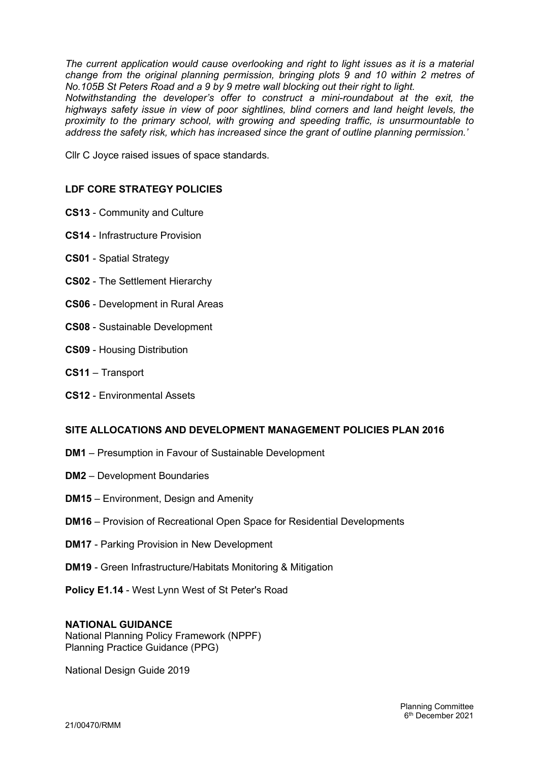*The current application would cause overlooking and right to light issues as it is a material change from the original planning permission, bringing plots 9 and 10 within 2 metres of No.105B St Peters Road and a 9 by 9 metre wall blocking out their right to light.*
*Notwithstanding the developer's offer to construct a mini-roundabout at the exit, the highways safety issue in view of poor sightlines, blind corners and land height levels, the proximity to the primary school, with growing and speeding traffic, is unsurmountable to address the safety risk, which has increased since the grant of outline planning permission.'*

Cllr C Joyce raised issues of space standards.

## LDF CORE STRATEGY POLICIES

**CS13** - Community and Culture

**CS14** - Infrastructure Provision

**CS01** - Spatial Strategy

**CS02** - The Settlement Hierarchy

**CS06** - Development in Rural Areas

**CS08** - Sustainable Development

**CS09** - Housing Distribution

**CS11** – Transport

**CS12** - Environmental Assets

## SITE ALLOCATIONS AND DEVELOPMENT MANAGEMENT POLICIES PLAN 2016

**DM1** – Presumption in Favour of Sustainable Development

**DM2** – Development Boundaries

**DM15** – Environment, Design and Amenity

**DM16** – Provision of Recreational Open Space for Residential Developments

**DM17** - Parking Provision in New Development

**DM19** - Green Infrastructure/Habitats Monitoring & Mitigation

**Policy E1.14** - West Lynn West of St Peter's Road

## NATIONAL GUIDANCE

National Planning Policy Framework (NPPF)
Planning Practice Guidance (PPG)

National Design Guide 2019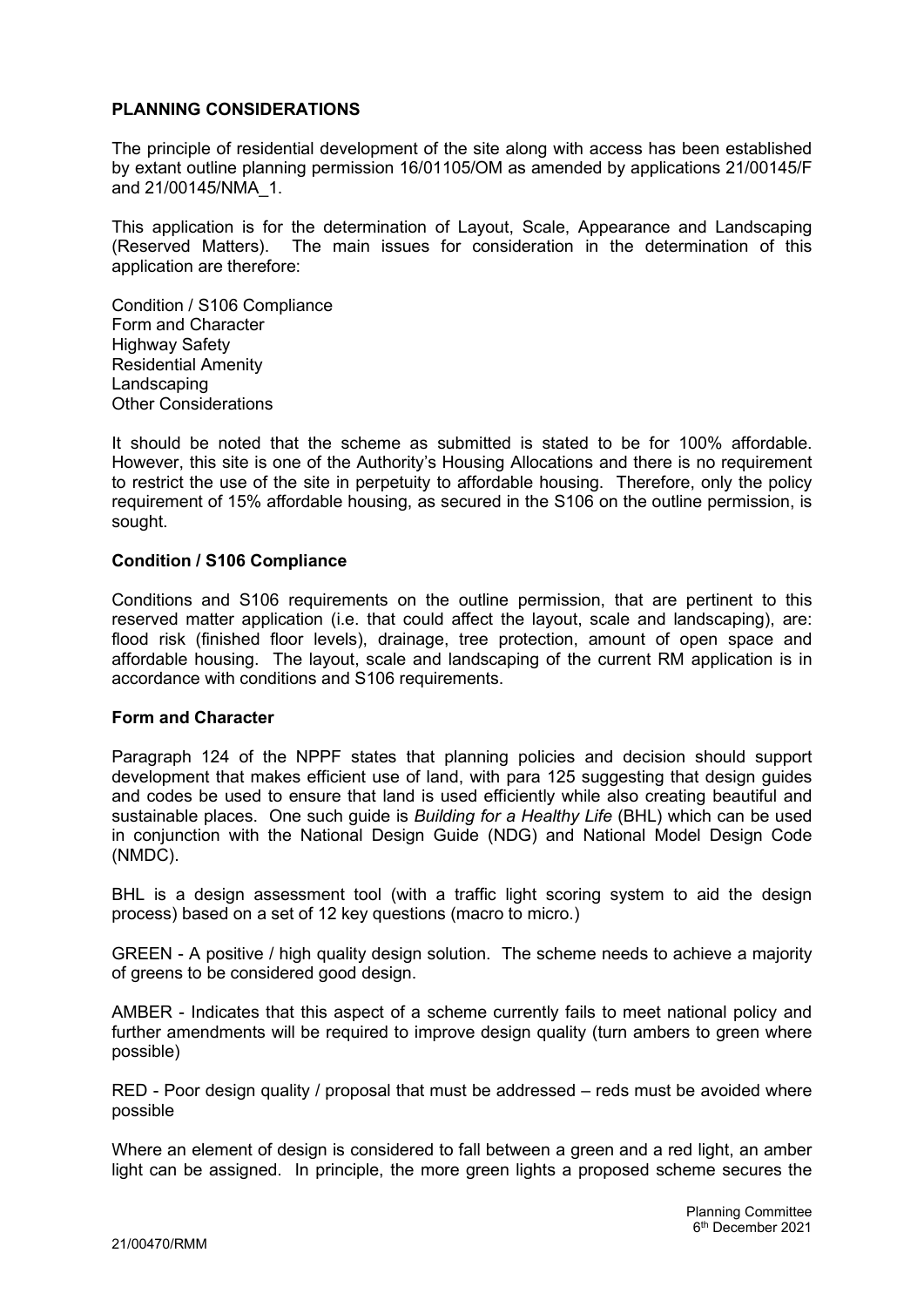## PLANNING CONSIDERATIONS

The principle of residential development of the site along with access has been established by extant outline planning permission 16/01105/OM as amended by applications 21/00145/F and 21/00145/NMA_1.

This application is for the determination of Layout, Scale, Appearance and Landscaping (Reserved Matters). The main issues for consideration in the determination of this application are therefore:

Condition / S106 Compliance
Form and Character
Highway Safety
Residential Amenity
Landscaping
Other Considerations

It should be noted that the scheme as submitted is stated to be for 100% affordable. However, this site is one of the Authority's Housing Allocations and there is no requirement to restrict the use of the site in perpetuity to affordable housing. Therefore, only the policy requirement of 15% affordable housing, as secured in the S106 on the outline permission, is sought.

### Condition / S106 Compliance

Conditions and S106 requirements on the outline permission, that are pertinent to this reserved matter application (i.e. that could affect the layout, scale and landscaping), are: flood risk (finished floor levels), drainage, tree protection, amount of open space and affordable housing. The layout, scale and landscaping of the current RM application is in accordance with conditions and S106 requirements.

### Form and Character

Paragraph 124 of the NPPF states that planning policies and decision should support development that makes efficient use of land, with para 125 suggesting that design guides and codes be used to ensure that land is used efficiently while also creating beautiful and sustainable places. One such guide is *Building for a Healthy Life* (BHL) which can be used in conjunction with the National Design Guide (NDG) and National Model Design Code (NMDC).

BHL is a design assessment tool (with a traffic light scoring system to aid the design process) based on a set of 12 key questions (macro to micro.)

GREEN - A positive / high quality design solution. The scheme needs to achieve a majority of greens to be considered good design.

AMBER - Indicates that this aspect of a scheme currently fails to meet national policy and further amendments will be required to improve design quality (turn ambers to green where possible)

RED - Poor design quality / proposal that must be addressed – reds must be avoided where possible

Where an element of design is considered to fall between a green and a red light, an amber light can be assigned. In principle, the more green lights a proposed scheme secures the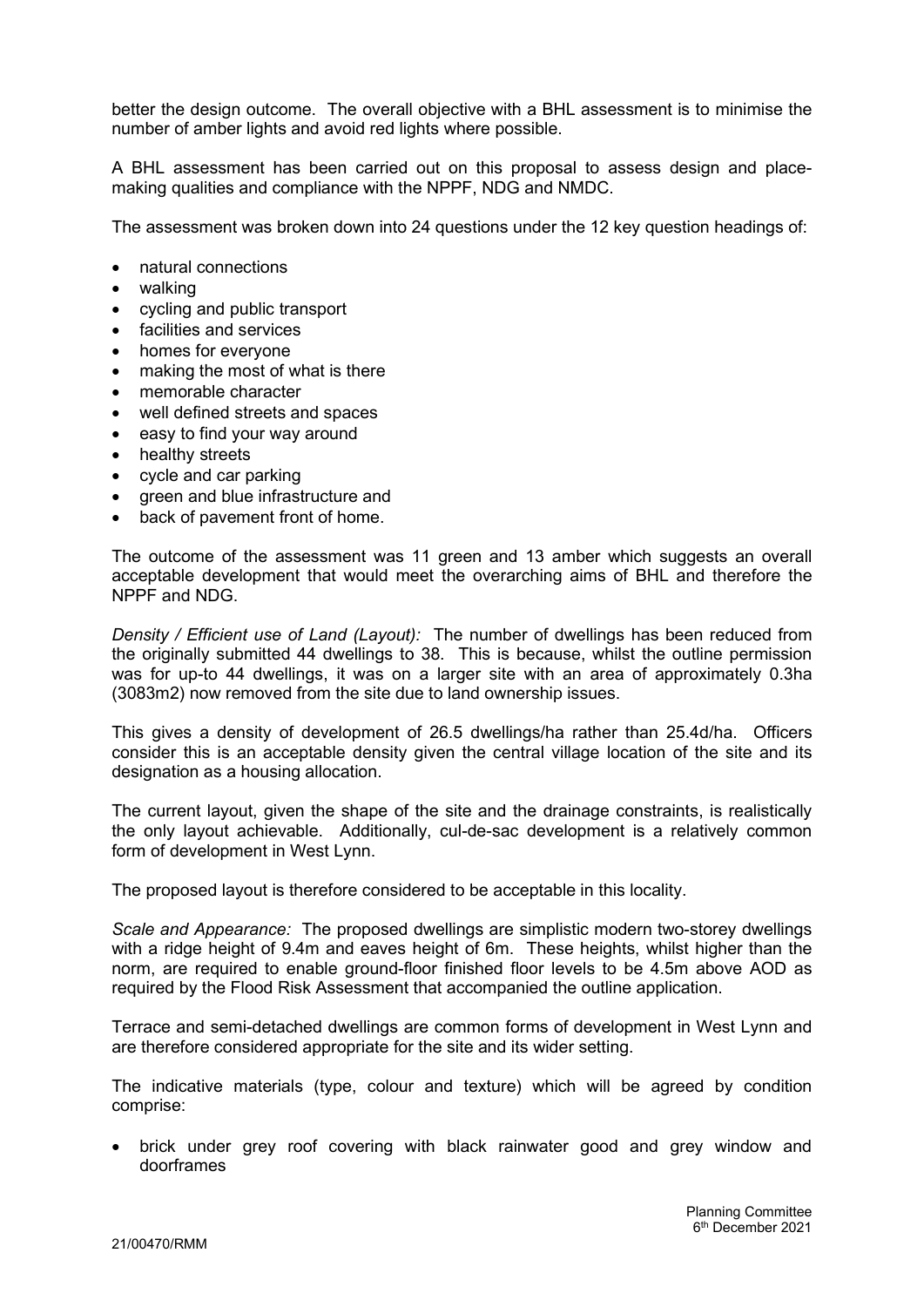better the design outcome. The overall objective with a BHL assessment is to minimise the number of amber lights and avoid red lights where possible.

A BHL assessment has been carried out on this proposal to assess design and place-making qualities and compliance with the NPPF, NDG and NMDC.

The assessment was broken down into 24 questions under the 12 key question headings of:

- natural connections
- walking
- cycling and public transport
- facilities and services
- homes for everyone
- making the most of what is there
- memorable character
- well defined streets and spaces
- easy to find your way around
- healthy streets
- cycle and car parking
- green and blue infrastructure and
- back of pavement front of home.

The outcome of the assessment was 11 green and 13 amber which suggests an overall acceptable development that would meet the overarching aims of BHL and therefore the NPPF and NDG.

*Density / Efficient use of Land (Layout):* The number of dwellings has been reduced from the originally submitted 44 dwellings to 38. This is because, whilst the outline permission was for up-to 44 dwellings, it was on a larger site with an area of approximately 0.3ha (3083m2) now removed from the site due to land ownership issues.

This gives a density of development of 26.5 dwellings/ha rather than 25.4d/ha. Officers consider this is an acceptable density given the central village location of the site and its designation as a housing allocation.

The current layout, given the shape of the site and the drainage constraints, is realistically the only layout achievable. Additionally, cul-de-sac development is a relatively common form of development in West Lynn.

The proposed layout is therefore considered to be acceptable in this locality.

*Scale and Appearance:* The proposed dwellings are simplistic modern two-storey dwellings with a ridge height of 9.4m and eaves height of 6m. These heights, whilst higher than the norm, are required to enable ground-floor finished floor levels to be 4.5m above AOD as required by the Flood Risk Assessment that accompanied the outline application.

Terrace and semi-detached dwellings are common forms of development in West Lynn and are therefore considered appropriate for the site and its wider setting.

The indicative materials (type, colour and texture) which will be agreed by condition comprise:

- brick under grey roof covering with black rainwater good and grey window and doorframes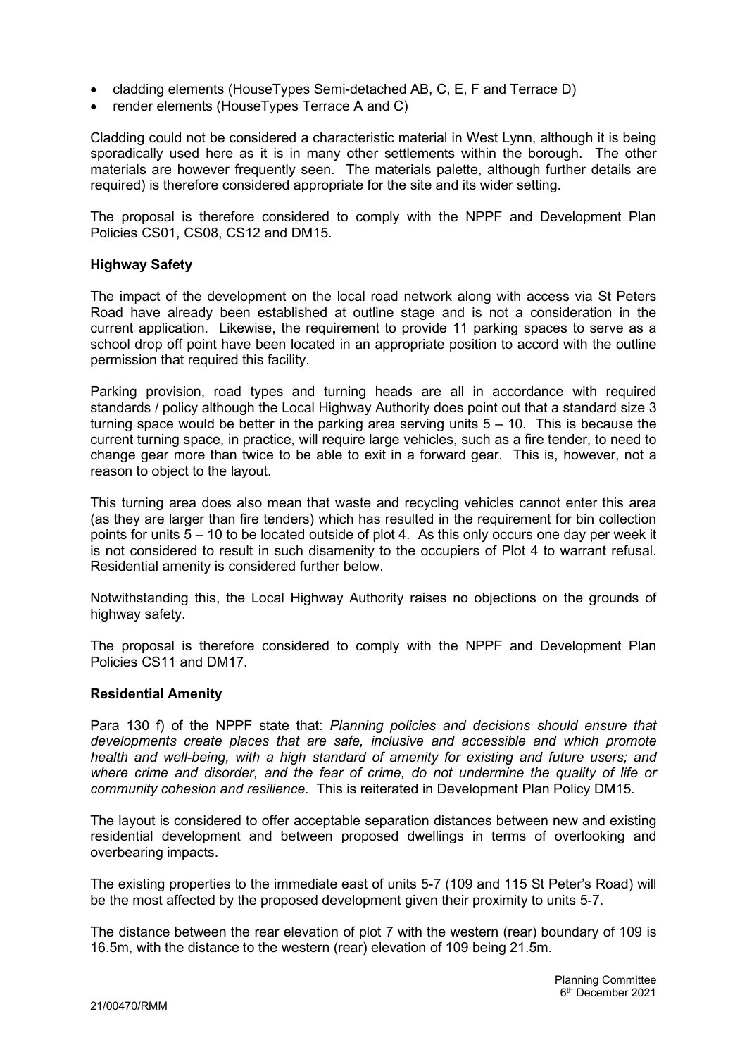- cladding elements (HouseTypes Semi-detached AB, C, E, F and Terrace D)
- render elements (HouseTypes Terrace A and C)

Cladding could not be considered a characteristic material in West Lynn, although it is being sporadically used here as it is in many other settlements within the borough. The other materials are however frequently seen. The materials palette, although further details are required) is therefore considered appropriate for the site and its wider setting.

The proposal is therefore considered to comply with the NPPF and Development Plan Policies CS01, CS08, CS12 and DM15.

**Highway Safety**

The impact of the development on the local road network along with access via St Peters Road have already been established at outline stage and is not a consideration in the current application. Likewise, the requirement to provide 11 parking spaces to serve as a school drop off point have been located in an appropriate position to accord with the outline permission that required this facility.

Parking provision, road types and turning heads are all in accordance with required standards / policy although the Local Highway Authority does point out that a standard size 3 turning space would be better in the parking area serving units 5 – 10. This is because the current turning space, in practice, will require large vehicles, such as a fire tender, to need to change gear more than twice to be able to exit in a forward gear. This is, however, not a reason to object to the layout.

This turning area does also mean that waste and recycling vehicles cannot enter this area (as they are larger than fire tenders) which has resulted in the requirement for bin collection points for units 5 – 10 to be located outside of plot 4. As this only occurs one day per week it is not considered to result in such disamenity to the occupiers of Plot 4 to warrant refusal. Residential amenity is considered further below.

Notwithstanding this, the Local Highway Authority raises no objections on the grounds of highway safety.

The proposal is therefore considered to comply with the NPPF and Development Plan Policies CS11 and DM17.

**Residential Amenity**

Para 130 f) of the NPPF state that: *Planning policies and decisions should ensure that developments create places that are safe, inclusive and accessible and which promote health and well-being, with a high standard of amenity for existing and future users; and where crime and disorder, and the fear of crime, do not undermine the quality of life or community cohesion and resilience.* This is reiterated in Development Plan Policy DM15.

The layout is considered to offer acceptable separation distances between new and existing residential development and between proposed dwellings in terms of overlooking and overbearing impacts.

The existing properties to the immediate east of units 5-7 (109 and 115 St Peter's Road) will be the most affected by the proposed development given their proximity to units 5-7.

The distance between the rear elevation of plot 7 with the western (rear) boundary of 109 is 16.5m, with the distance to the western (rear) elevation of 109 being 21.5m.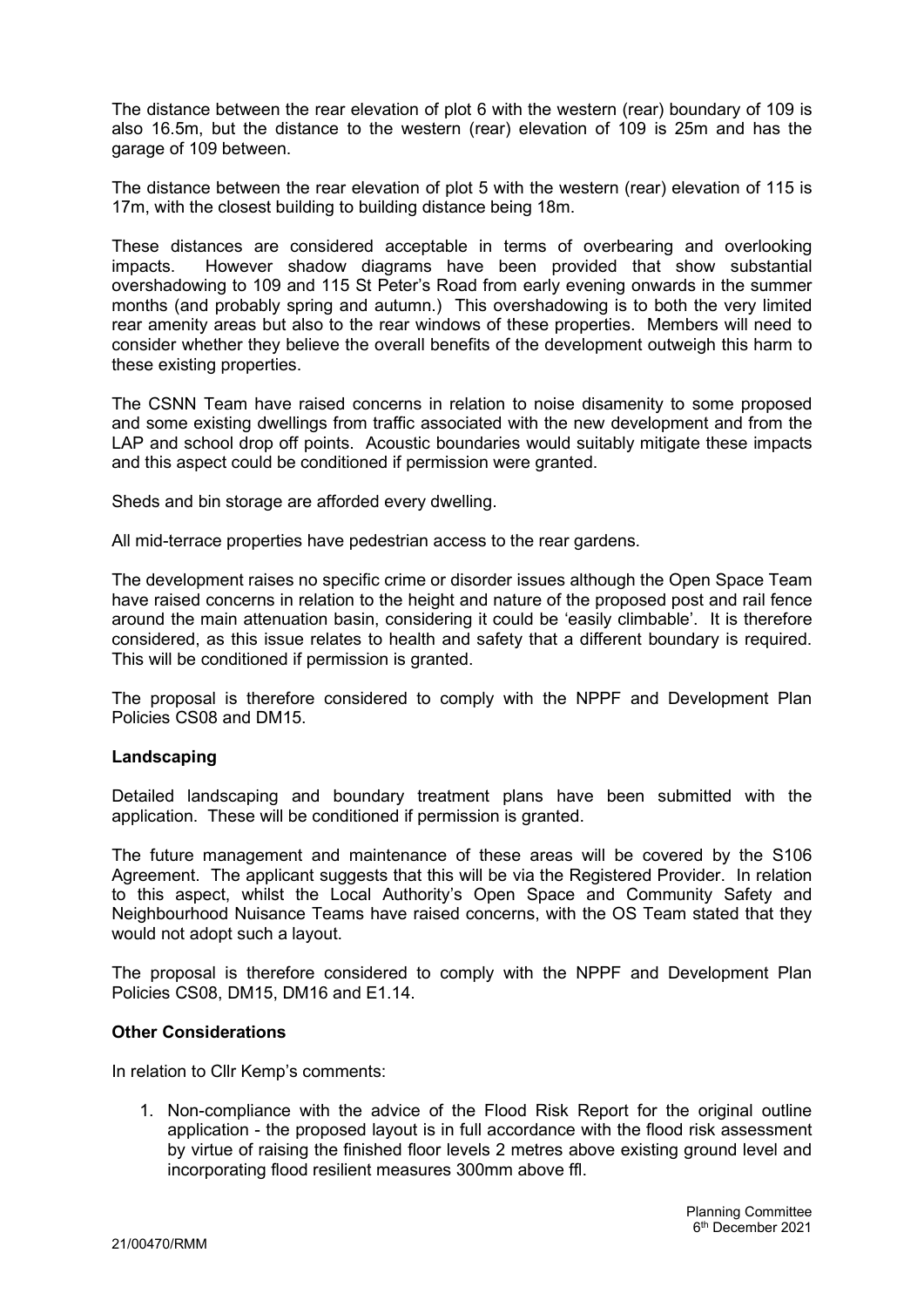The distance between the rear elevation of plot 6 with the western (rear) boundary of 109 is also 16.5m, but the distance to the western (rear) elevation of 109 is 25m and has the garage of 109 between.

The distance between the rear elevation of plot 5 with the western (rear) elevation of 115 is 17m, with the closest building to building distance being 18m.

These distances are considered acceptable in terms of overbearing and overlooking impacts. However shadow diagrams have been provided that show substantial overshadowing to 109 and 115 St Peter's Road from early evening onwards in the summer months (and probably spring and autumn.) This overshadowing is to both the very limited rear amenity areas but also to the rear windows of these properties. Members will need to consider whether they believe the overall benefits of the development outweigh this harm to these existing properties.

The CSNN Team have raised concerns in relation to noise disamenity to some proposed and some existing dwellings from traffic associated with the new development and from the LAP and school drop off points. Acoustic boundaries would suitably mitigate these impacts and this aspect could be conditioned if permission were granted.

Sheds and bin storage are afforded every dwelling.

All mid-terrace properties have pedestrian access to the rear gardens.

The development raises no specific crime or disorder issues although the Open Space Team have raised concerns in relation to the height and nature of the proposed post and rail fence around the main attenuation basin, considering it could be 'easily climbable'. It is therefore considered, as this issue relates to health and safety that a different boundary is required. This will be conditioned if permission is granted.

The proposal is therefore considered to comply with the NPPF and Development Plan Policies CS08 and DM15.

**Landscaping**

Detailed landscaping and boundary treatment plans have been submitted with the application. These will be conditioned if permission is granted.

The future management and maintenance of these areas will be covered by the S106 Agreement. The applicant suggests that this will be via the Registered Provider. In relation to this aspect, whilst the Local Authority's Open Space and Community Safety and Neighbourhood Nuisance Teams have raised concerns, with the OS Team stated that they would not adopt such a layout.

The proposal is therefore considered to comply with the NPPF and Development Plan Policies CS08, DM15, DM16 and E1.14.

**Other Considerations**

In relation to Cllr Kemp's comments:

1. Non-compliance with the advice of the Flood Risk Report for the original outline application - the proposed layout is in full accordance with the flood risk assessment by virtue of raising the finished floor levels 2 metres above existing ground level and incorporating flood resilient measures 300mm above ffl.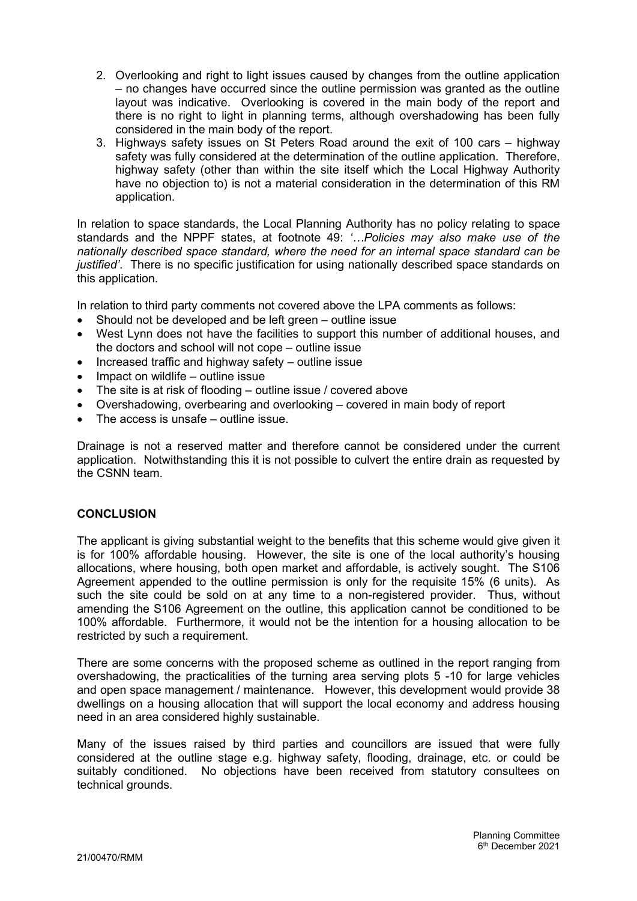2. Overlooking and right to light issues caused by changes from the outline application – no changes have occurred since the outline permission was granted as the outline layout was indicative. Overlooking is covered in the main body of the report and there is no right to light in planning terms, although overshadowing has been fully considered in the main body of the report.
3. Highways safety issues on St Peters Road around the exit of 100 cars – highway safety was fully considered at the determination of the outline application. Therefore, highway safety (other than within the site itself which the Local Highway Authority have no objection to) is not a material consideration in the determination of this RM application.

In relation to space standards, the Local Planning Authority has no policy relating to space standards and the NPPF states, at footnote 49: *'…Policies may also make use of the nationally described space standard, where the need for an internal space standard can be justified'*. There is no specific justification for using nationally described space standards on this application.

In relation to third party comments not covered above the LPA comments as follows:

- Should not be developed and be left green – outline issue
- West Lynn does not have the facilities to support this number of additional houses, and the doctors and school will not cope – outline issue
- Increased traffic and highway safety – outline issue
- Impact on wildlife – outline issue
- The site is at risk of flooding – outline issue / covered above
- Overshadowing, overbearing and overlooking – covered in main body of report
- The access is unsafe – outline issue.

Drainage is not a reserved matter and therefore cannot be considered under the current application. Notwithstanding this it is not possible to culvert the entire drain as requested by the CSNN team.

## CONCLUSION

The applicant is giving substantial weight to the benefits that this scheme would give given it is for 100% affordable housing. However, the site is one of the local authority's housing allocations, where housing, both open market and affordable, is actively sought. The S106 Agreement appended to the outline permission is only for the requisite 15% (6 units). As such the site could be sold on at any time to a non-registered provider. Thus, without amending the S106 Agreement on the outline, this application cannot be conditioned to be 100% affordable. Furthermore, it would not be the intention for a housing allocation to be restricted by such a requirement.

There are some concerns with the proposed scheme as outlined in the report ranging from overshadowing, the practicalities of the turning area serving plots 5 -10 for large vehicles and open space management / maintenance. However, this development would provide 38 dwellings on a housing allocation that will support the local economy and address housing need in an area considered highly sustainable.

Many of the issues raised by third parties and councillors are issued that were fully considered at the outline stage e.g. highway safety, flooding, drainage, etc. or could be suitably conditioned. No objections have been received from statutory consultees on technical grounds.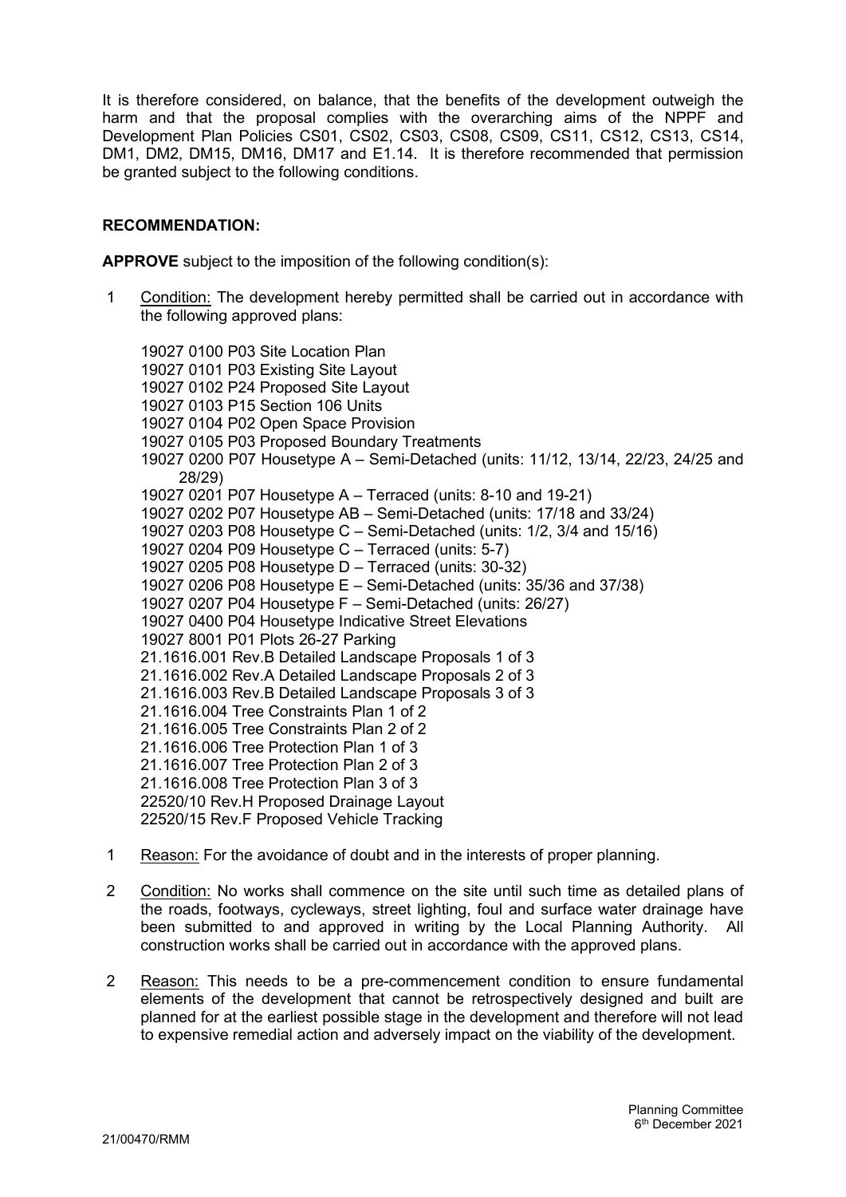It is therefore considered, on balance, that the benefits of the development outweigh the harm and that the proposal complies with the overarching aims of the NPPF and Development Plan Policies CS01, CS02, CS03, CS08, CS09, CS11, CS12, CS13, CS14, DM1, DM2, DM15, DM16, DM17 and E1.14. It is therefore recommended that permission be granted subject to the following conditions.

**RECOMMENDATION:**

**APPROVE** subject to the imposition of the following condition(s):

1 Condition: The development hereby permitted shall be carried out in accordance with the following approved plans:

19027 0100 P03 Site Location Plan
19027 0101 P03 Existing Site Layout
19027 0102 P24 Proposed Site Layout
19027 0103 P15 Section 106 Units
19027 0104 P02 Open Space Provision
19027 0105 P03 Proposed Boundary Treatments
19027 0200 P07 Housetype A – Semi-Detached (units: 11/12, 13/14, 22/23, 24/25 and 28/29)
19027 0201 P07 Housetype A – Terraced (units: 8-10 and 19-21)
19027 0202 P07 Housetype AB – Semi-Detached (units: 17/18 and 33/24)
19027 0203 P08 Housetype C – Semi-Detached (units: 1/2, 3/4 and 15/16)
19027 0204 P09 Housetype C – Terraced (units: 5-7)
19027 0205 P08 Housetype D – Terraced (units: 30-32)
19027 0206 P08 Housetype E – Semi-Detached (units: 35/36 and 37/38)
19027 0207 P04 Housetype F – Semi-Detached (units: 26/27)
19027 0400 P04 Housetype Indicative Street Elevations
19027 8001 P01 Plots 26-27 Parking
21.1616.001 Rev.B Detailed Landscape Proposals 1 of 3
21.1616.002 Rev.A Detailed Landscape Proposals 2 of 3
21.1616.003 Rev.B Detailed Landscape Proposals 3 of 3
21.1616.004 Tree Constraints Plan 1 of 2
21.1616.005 Tree Constraints Plan 2 of 2
21.1616.006 Tree Protection Plan 1 of 3
21.1616.007 Tree Protection Plan 2 of 3
21.1616.008 Tree Protection Plan 3 of 3
22520/10 Rev.H Proposed Drainage Layout
22520/15 Rev.F Proposed Vehicle Tracking

1 Reason: For the avoidance of doubt and in the interests of proper planning.

2 Condition: No works shall commence on the site until such time as detailed plans of the roads, footways, cycleways, street lighting, foul and surface water drainage have been submitted to and approved in writing by the Local Planning Authority. All construction works shall be carried out in accordance with the approved plans.

2 Reason: This needs to be a pre-commencement condition to ensure fundamental elements of the development that cannot be retrospectively designed and built are planned for at the earliest possible stage in the development and therefore will not lead to expensive remedial action and adversely impact on the viability of the development.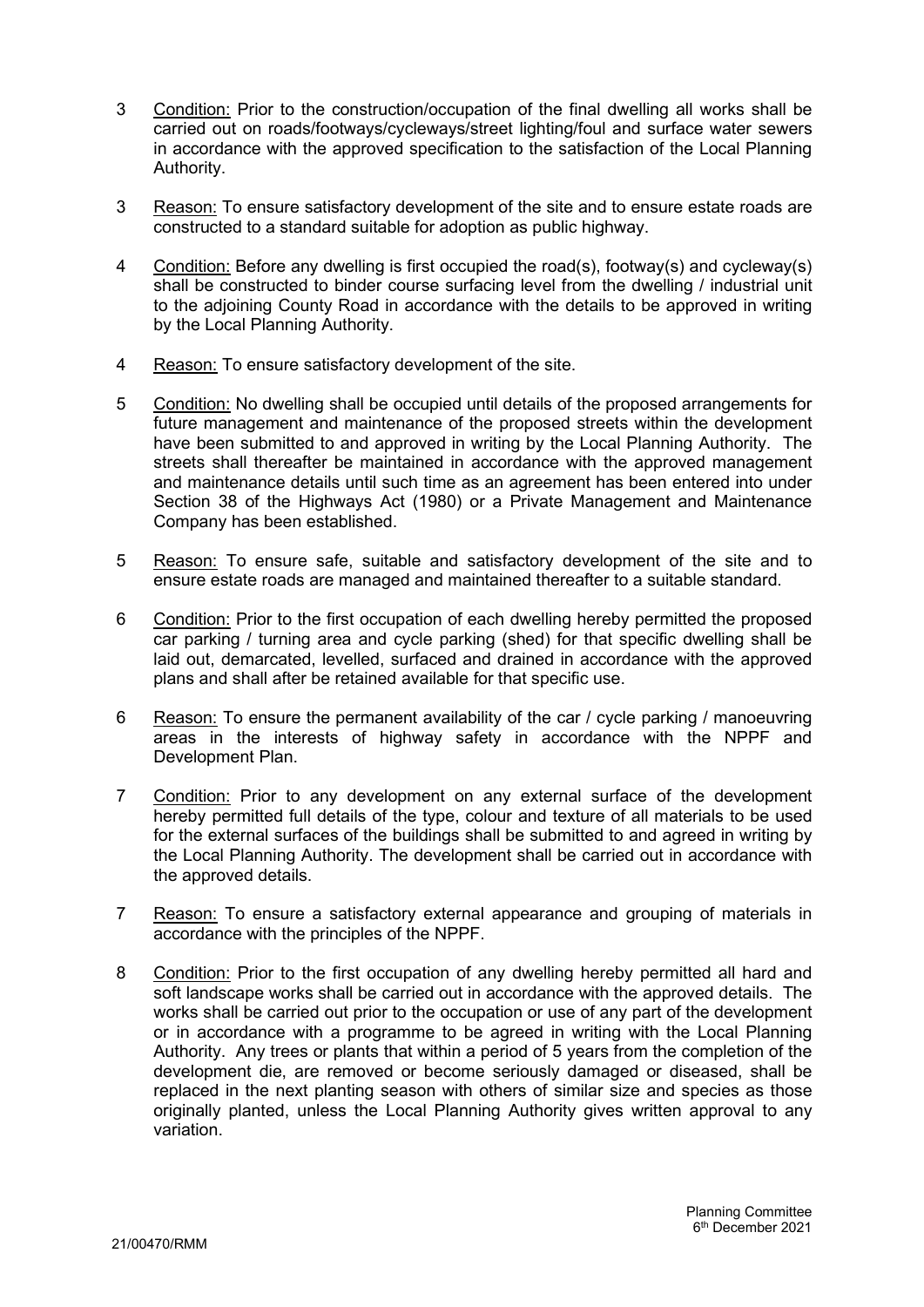3 Condition: Prior to the construction/occupation of the final dwelling all works shall be carried out on roads/footways/cycleways/street lighting/foul and surface water sewers in accordance with the approved specification to the satisfaction of the Local Planning Authority.

3 Reason: To ensure satisfactory development of the site and to ensure estate roads are constructed to a standard suitable for adoption as public highway.

4 Condition: Before any dwelling is first occupied the road(s), footway(s) and cycleway(s) shall be constructed to binder course surfacing level from the dwelling / industrial unit to the adjoining County Road in accordance with the details to be approved in writing by the Local Planning Authority.

4 Reason: To ensure satisfactory development of the site.

5 Condition: No dwelling shall be occupied until details of the proposed arrangements for future management and maintenance of the proposed streets within the development have been submitted to and approved in writing by the Local Planning Authority. The streets shall thereafter be maintained in accordance with the approved management and maintenance details until such time as an agreement has been entered into under Section 38 of the Highways Act (1980) or a Private Management and Maintenance Company has been established.

5 Reason: To ensure safe, suitable and satisfactory development of the site and to ensure estate roads are managed and maintained thereafter to a suitable standard.

6 Condition: Prior to the first occupation of each dwelling hereby permitted the proposed car parking / turning area and cycle parking (shed) for that specific dwelling shall be laid out, demarcated, levelled, surfaced and drained in accordance with the approved plans and shall after be retained available for that specific use.

6 Reason: To ensure the permanent availability of the car / cycle parking / manoeuvring areas in the interests of highway safety in accordance with the NPPF and Development Plan.

7 Condition: Prior to any development on any external surface of the development hereby permitted full details of the type, colour and texture of all materials to be used for the external surfaces of the buildings shall be submitted to and agreed in writing by the Local Planning Authority. The development shall be carried out in accordance with the approved details.

7 Reason: To ensure a satisfactory external appearance and grouping of materials in accordance with the principles of the NPPF.

8 Condition: Prior to the first occupation of any dwelling hereby permitted all hard and soft landscape works shall be carried out in accordance with the approved details. The works shall be carried out prior to the occupation or use of any part of the development or in accordance with a programme to be agreed in writing with the Local Planning Authority. Any trees or plants that within a period of 5 years from the completion of the development die, are removed or become seriously damaged or diseased, shall be replaced in the next planting season with others of similar size and species as those originally planted, unless the Local Planning Authority gives written approval to any variation.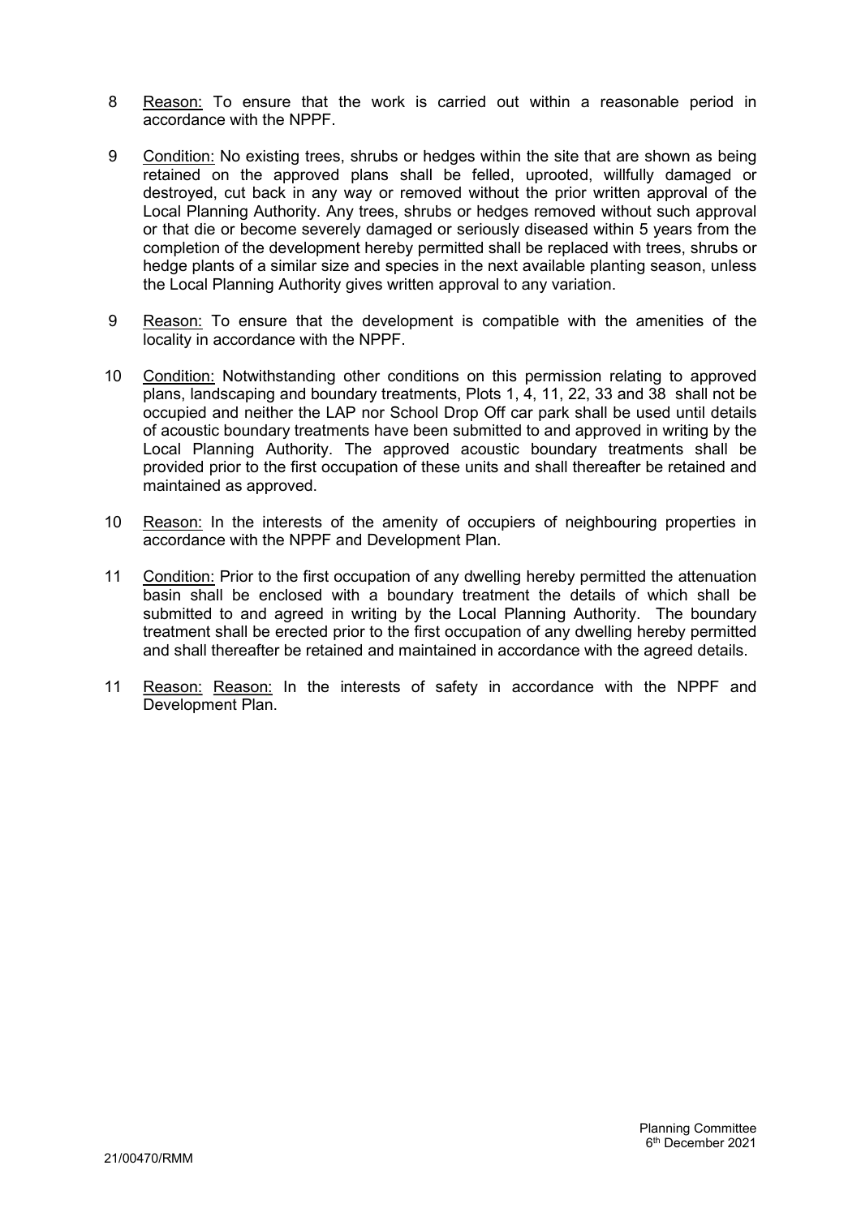8 Reason: To ensure that the work is carried out within a reasonable period in accordance with the NPPF.

9 Condition: No existing trees, shrubs or hedges within the site that are shown as being retained on the approved plans shall be felled, uprooted, willfully damaged or destroyed, cut back in any way or removed without the prior written approval of the Local Planning Authority. Any trees, shrubs or hedges removed without such approval or that die or become severely damaged or seriously diseased within 5 years from the completion of the development hereby permitted shall be replaced with trees, shrubs or hedge plants of a similar size and species in the next available planting season, unless the Local Planning Authority gives written approval to any variation.

9 Reason: To ensure that the development is compatible with the amenities of the locality in accordance with the NPPF.

10 Condition: Notwithstanding other conditions on this permission relating to approved plans, landscaping and boundary treatments, Plots 1, 4, 11, 22, 33 and 38 shall not be occupied and neither the LAP nor School Drop Off car park shall be used until details of acoustic boundary treatments have been submitted to and approved in writing by the Local Planning Authority. The approved acoustic boundary treatments shall be provided prior to the first occupation of these units and shall thereafter be retained and maintained as approved.

10 Reason: In the interests of the amenity of occupiers of neighbouring properties in accordance with the NPPF and Development Plan.

11 Condition: Prior to the first occupation of any dwelling hereby permitted the attenuation basin shall be enclosed with a boundary treatment the details of which shall be submitted to and agreed in writing by the Local Planning Authority. The boundary treatment shall be erected prior to the first occupation of any dwelling hereby permitted and shall thereafter be retained and maintained in accordance with the agreed details.

11 Reason: Reason: In the interests of safety in accordance with the NPPF and Development Plan.